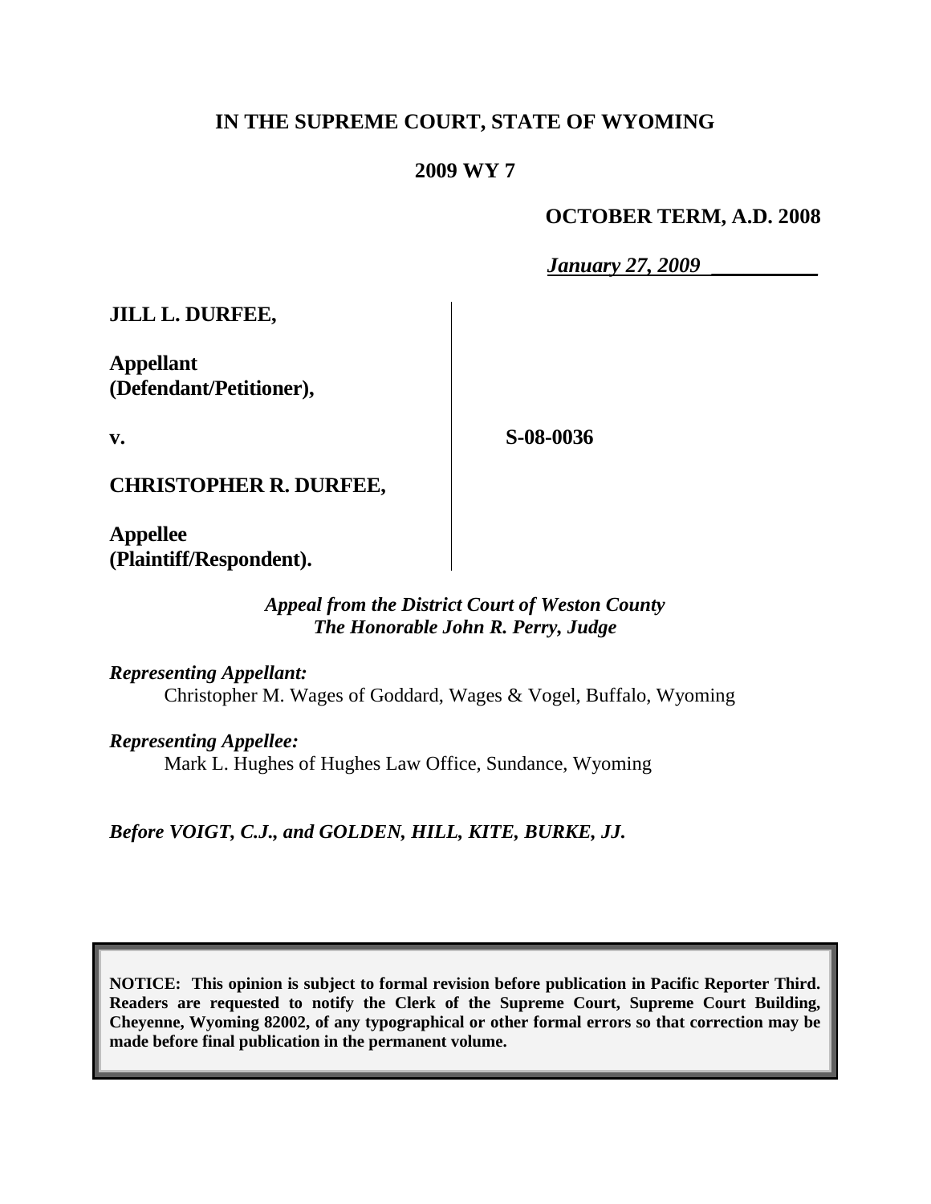**IN THE SUPREME COURT, STATE OF WYOMING**

**2009 WY 7**

**OCTOBER TERM, A.D. 2008**

***January 27, 2009***

| | |
|---|---|
| **JILL L. DURFEE,**<br><br>**Appellant (Defendant/Petitioner),**<br><br>**v.**<br><br>**CHRISTOPHER R. DURFEE,**<br><br>**Appellee (Plaintiff/Respondent).** | **S-08-0036** |

*Appeal from the District Court of Weston County*
*The Honorable John R. Perry, Judge*

*Representing Appellant:*
Christopher M. Wages of Goddard, Wages & Vogel, Buffalo, Wyoming

*Representing Appellee:*
Mark L. Hughes of Hughes Law Office, Sundance, Wyoming

*Before VOIGT, C.J., and GOLDEN, HILL, KITE, BURKE, JJ.*

**NOTICE: This opinion is subject to formal revision before publication in Pacific Reporter Third. Readers are requested to notify the Clerk of the Supreme Court, Supreme Court Building, Cheyenne, Wyoming 82002, of any typographical or other formal errors so that correction may be made before final publication in the permanent volume.**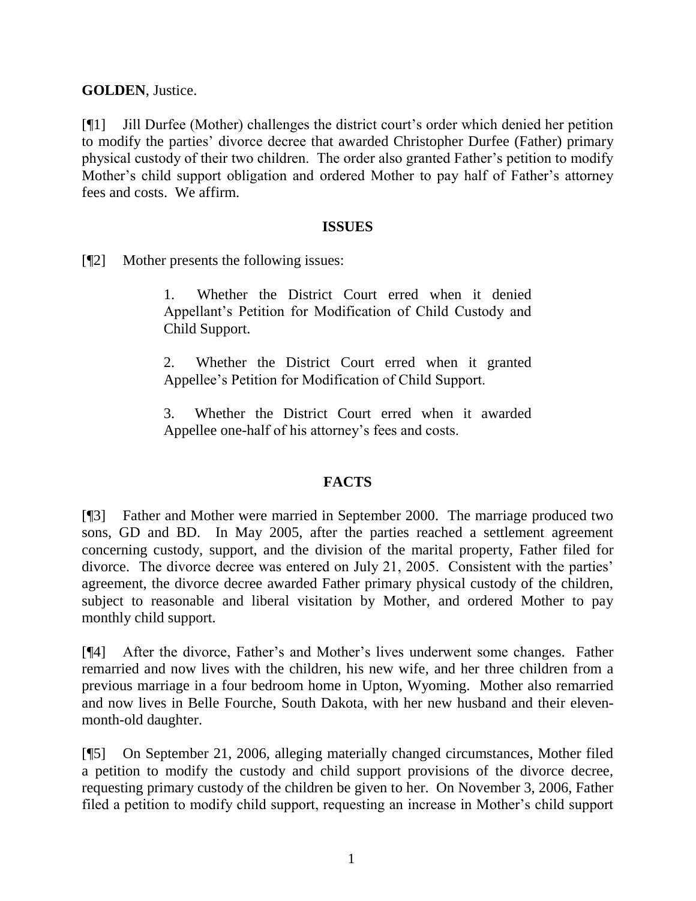**GOLDEN**, Justice.

[¶1] Jill Durfee (Mother) challenges the district court's order which denied her petition to modify the parties' divorce decree that awarded Christopher Durfee (Father) primary physical custody of their two children. The order also granted Father's petition to modify Mother's child support obligation and ordered Mother to pay half of Father's attorney fees and costs. We affirm.

## ISSUES

[¶2] Mother presents the following issues:

> 1. Whether the District Court erred when it denied Appellant's Petition for Modification of Child Custody and Child Support.
>
> 2. Whether the District Court erred when it granted Appellee's Petition for Modification of Child Support.
>
> 3. Whether the District Court erred when it awarded Appellee one-half of his attorney's fees and costs.

## FACTS

[¶3] Father and Mother were married in September 2000. The marriage produced two sons, GD and BD. In May 2005, after the parties reached a settlement agreement concerning custody, support, and the division of the marital property, Father filed for divorce. The divorce decree was entered on July 21, 2005. Consistent with the parties' agreement, the divorce decree awarded Father primary physical custody of the children, subject to reasonable and liberal visitation by Mother, and ordered Mother to pay monthly child support.

[¶4] After the divorce, Father's and Mother's lives underwent some changes. Father remarried and now lives with the children, his new wife, and her three children from a previous marriage in a four bedroom home in Upton, Wyoming. Mother also remarried and now lives in Belle Fourche, South Dakota, with her new husband and their eleven-month-old daughter.

[¶5] On September 21, 2006, alleging materially changed circumstances, Mother filed a petition to modify the custody and child support provisions of the divorce decree, requesting primary custody of the children be given to her. On November 3, 2006, Father filed a petition to modify child support, requesting an increase in Mother's child support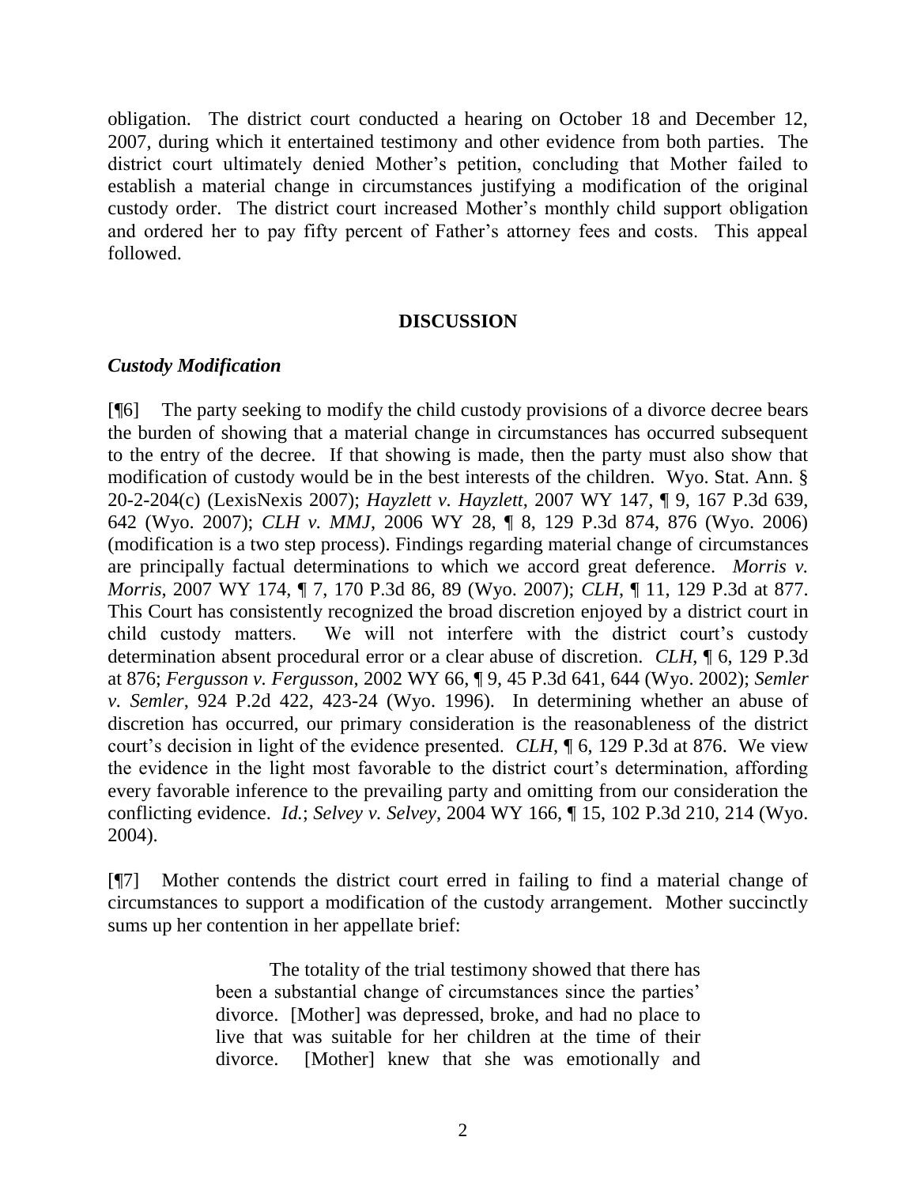obligation. The district court conducted a hearing on October 18 and December 12, 2007, during which it entertained testimony and other evidence from both parties. The district court ultimately denied Mother's petition, concluding that Mother failed to establish a material change in circumstances justifying a modification of the original custody order. The district court increased Mother's monthly child support obligation and ordered her to pay fifty percent of Father's attorney fees and costs. This appeal followed.

## DISCUSSION

### *Custody Modification*

[¶6] The party seeking to modify the child custody provisions of a divorce decree bears the burden of showing that a material change in circumstances has occurred subsequent to the entry of the decree. If that showing is made, then the party must also show that modification of custody would be in the best interests of the children. Wyo. Stat. Ann. § 20-2-204(c) (LexisNexis 2007); *Hayzlett v. Hayzlett*, 2007 WY 147, ¶ 9, 167 P.3d 639, 642 (Wyo. 2007); *CLH v. MMJ*, 2006 WY 28, ¶ 8, 129 P.3d 874, 876 (Wyo. 2006) (modification is a two step process). Findings regarding material change of circumstances are principally factual determinations to which we accord great deference. *Morris v. Morris*, 2007 WY 174, ¶ 7, 170 P.3d 86, 89 (Wyo. 2007); *CLH*, ¶ 11, 129 P.3d at 877. This Court has consistently recognized the broad discretion enjoyed by a district court in child custody matters. We will not interfere with the district court's custody determination absent procedural error or a clear abuse of discretion. *CLH*, ¶ 6, 129 P.3d at 876; *Fergusson v. Fergusson*, 2002 WY 66, ¶ 9, 45 P.3d 641, 644 (Wyo. 2002); *Semler v. Semler*, 924 P.2d 422, 423-24 (Wyo. 1996). In determining whether an abuse of discretion has occurred, our primary consideration is the reasonableness of the district court's decision in light of the evidence presented. *CLH*, ¶ 6, 129 P.3d at 876. We view the evidence in the light most favorable to the district court's determination, affording every favorable inference to the prevailing party and omitting from our consideration the conflicting evidence. *Id.*; *Selvey v. Selvey*, 2004 WY 166, ¶ 15, 102 P.3d 210, 214 (Wyo. 2004).

[¶7] Mother contends the district court erred in failing to find a material change of circumstances to support a modification of the custody arrangement. Mother succinctly sums up her contention in her appellate brief:

> The totality of the trial testimony showed that there has been a substantial change of circumstances since the parties' divorce. [Mother] was depressed, broke, and had no place to live that was suitable for her children at the time of their divorce. [Mother] knew that she was emotionally and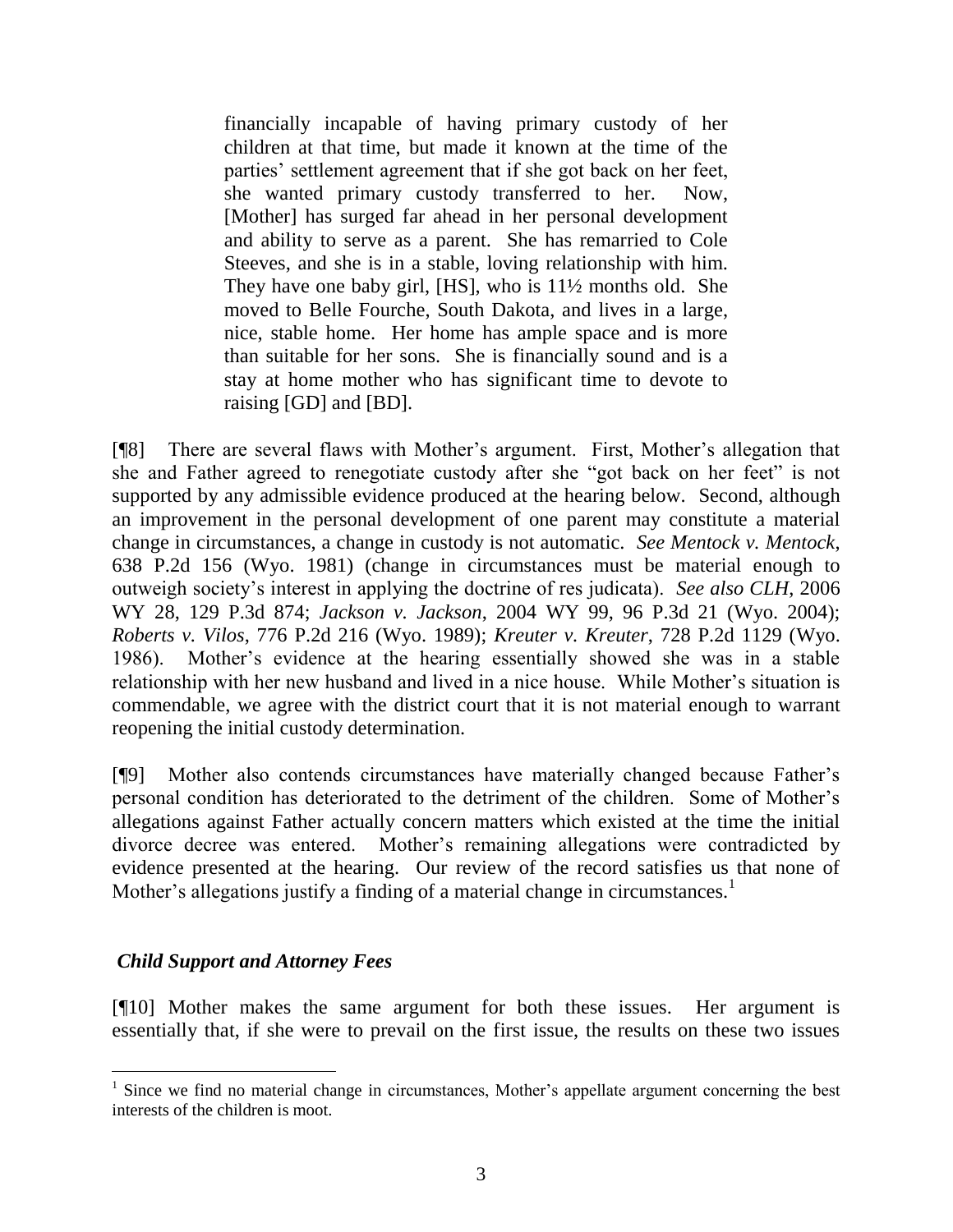> financially incapable of having primary custody of her children at that time, but made it known at the time of the parties' settlement agreement that if she got back on her feet, she wanted primary custody transferred to her. Now, [Mother] has surged far ahead in her personal development and ability to serve as a parent. She has remarried to Cole Steeves, and she is in a stable, loving relationship with him. They have one baby girl, [HS], who is 11½ months old. She moved to Belle Fourche, South Dakota, and lives in a large, nice, stable home. Her home has ample space and is more than suitable for her sons. She is financially sound and is a stay at home mother who has significant time to devote to raising [GD] and [BD].

[¶8] There are several flaws with Mother's argument. First, Mother's allegation that she and Father agreed to renegotiate custody after she "got back on her feet" is not supported by any admissible evidence produced at the hearing below. Second, although an improvement in the personal development of one parent may constitute a material change in circumstances, a change in custody is not automatic. *See Mentock v. Mentock*, 638 P.2d 156 (Wyo. 1981) (change in circumstances must be material enough to outweigh society's interest in applying the doctrine of res judicata). *See also CLH*, 2006 WY 28, 129 P.3d 874; *Jackson v. Jackson*, 2004 WY 99, 96 P.3d 21 (Wyo. 2004); *Roberts v. Vilos*, 776 P.2d 216 (Wyo. 1989); *Kreuter v. Kreuter*, 728 P.2d 1129 (Wyo. 1986). Mother's evidence at the hearing essentially showed she was in a stable relationship with her new husband and lived in a nice house. While Mother's situation is commendable, we agree with the district court that it is not material enough to warrant reopening the initial custody determination.

[¶9] Mother also contends circumstances have materially changed because Father's personal condition has deteriorated to the detriment of the children. Some of Mother's allegations against Father actually concern matters which existed at the time the initial divorce decree was entered. Mother's remaining allegations were contradicted by evidence presented at the hearing. Our review of the record satisfies us that none of Mother's allegations justify a finding of a material change in circumstances.[1]

### *Child Support and Attorney Fees*

[¶10] Mother makes the same argument for both these issues. Her argument is essentially that, if she were to prevail on the first issue, the results on these two issues

---

[1] Since we find no material change in circumstances, Mother's appellate argument concerning the best interests of the children is moot.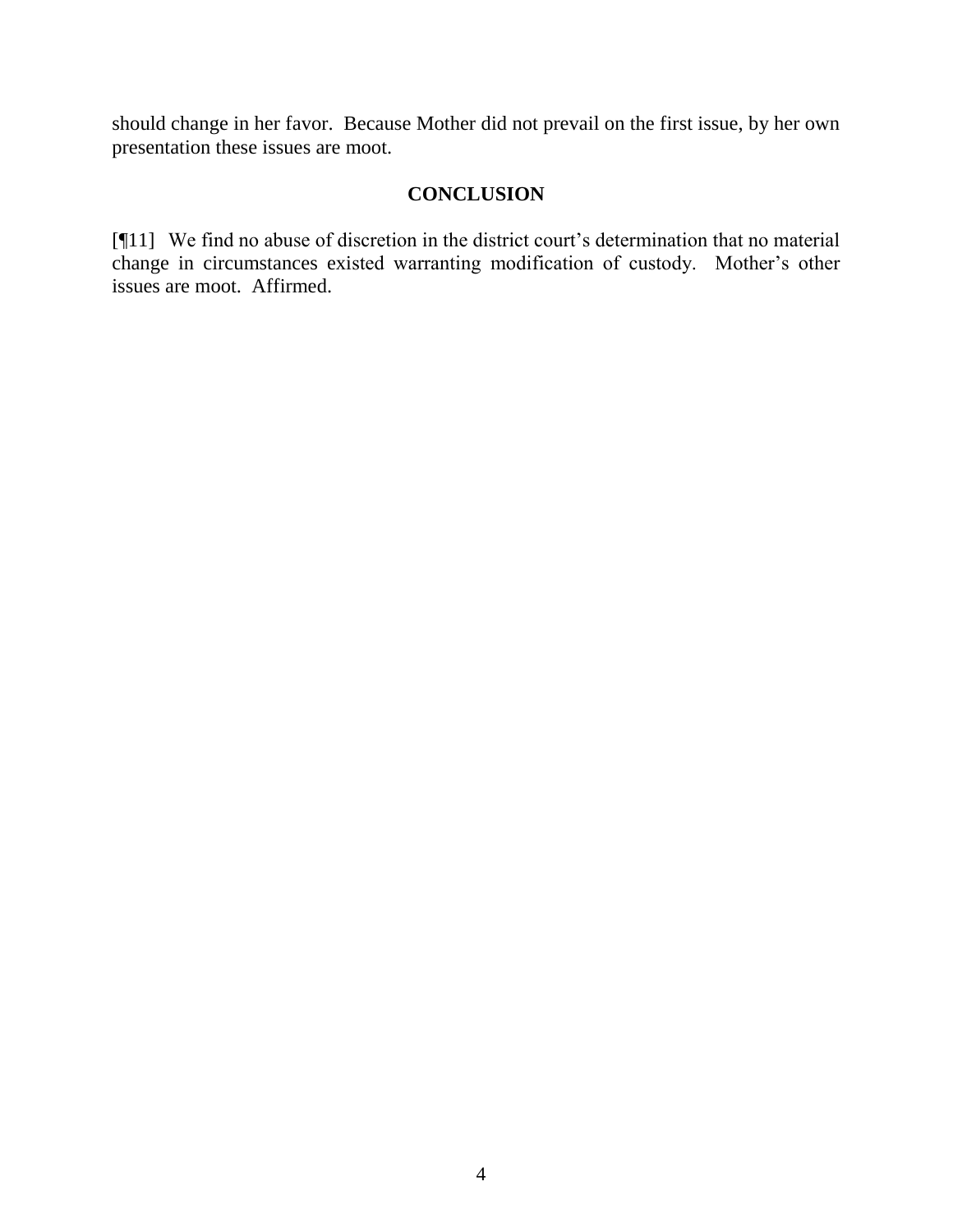should change in her favor. Because Mother did not prevail on the first issue, by her own presentation these issues are moot.

## CONCLUSION

[¶11] We find no abuse of discretion in the district court's determination that no material change in circumstances existed warranting modification of custody. Mother's other issues are moot. Affirmed.